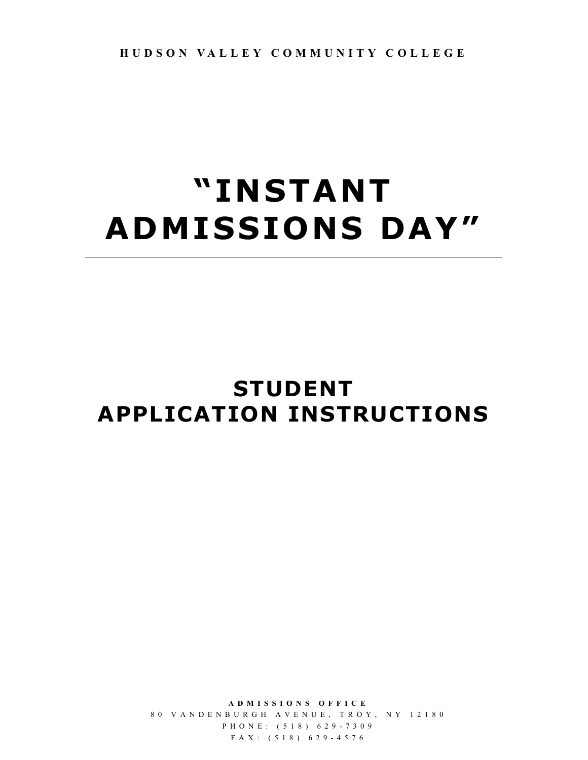HUDSON VALLEY COMMUNITY COLLEGE

# "INSTANT ADMISSIONS DAY"

---

## STUDENT APPLICATION INSTRUCTIONS

**ADMISSIONS OFFICE**
80 VANDENBURGH AVENUE, TROY, NY 12180
PHONE: (518) 629-7309
FAX: (518) 629-4576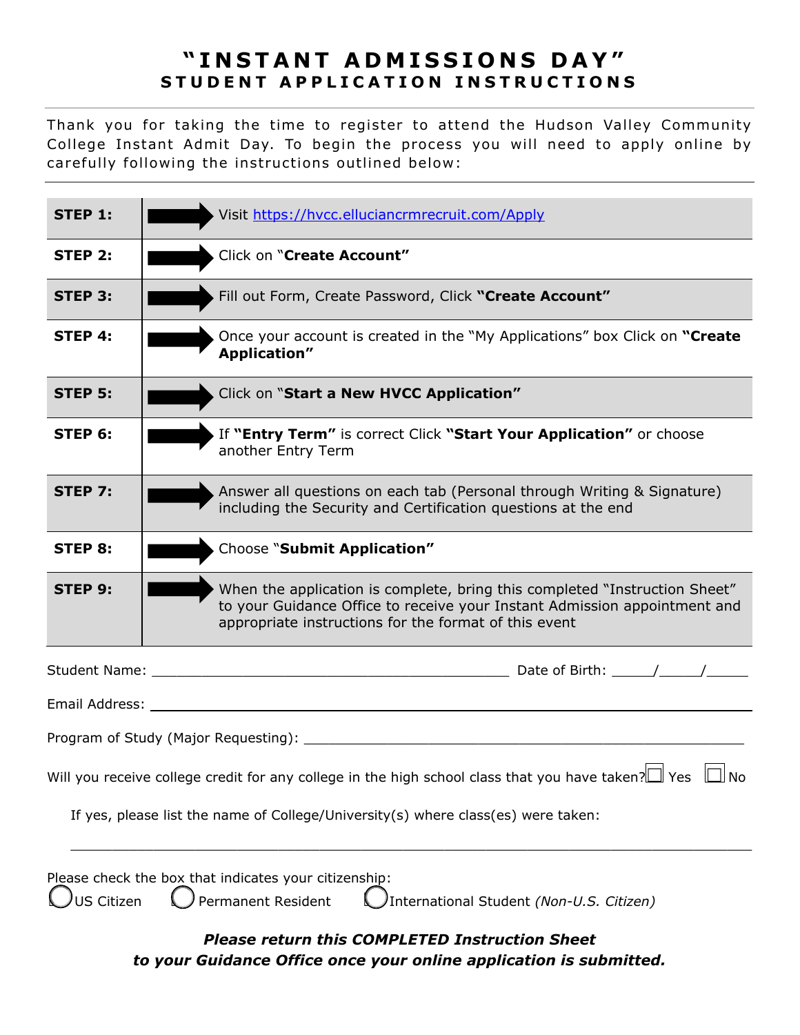# "INSTANT ADMISSIONS DAY"
## STUDENT APPLICATION INSTRUCTIONS

Thank you for taking the time to register to attend the Hudson Valley Community College Instant Admit Day. To begin the process you will need to apply online by carefully following the instructions outlined below:

| | |
|---|---|
| **STEP 1:** | Visit https://hvcc.elluciancrmrecruit.com/Apply |
| **STEP 2:** | Click on "**Create Account"** |
| **STEP 3:** | Fill out Form, Create Password, Click **"Create Account"** |
| **STEP 4:** | Once your account is created in the "My Applications" box Click on **"Create Application"** |
| **STEP 5:** | Click on "**Start a New HVCC Application"** |
| **STEP 6:** | If **"Entry Term"** is correct Click **"Start Your Application"** or choose another Entry Term |
| **STEP 7:** | Answer all questions on each tab (Personal through Writing & Signature) including the Security and Certification questions at the end |
| **STEP 8:** | Choose "**Submit Application"** |
| **STEP 9:** | When the application is complete, bring this completed "Instruction Sheet" to your Guidance Office to receive your Instant Admission appointment and appropriate instructions for the format of this event |

Student Name: ___________________________________________ Date of Birth: _____/_____/_____

Email Address: ___________________________________________

Program of Study (Major Requesting): ___________________________________________

Will you receive college credit for any college in the high school class that you have taken? ☐ Yes ☐ No

If yes, please list the name of College/University(s) where class(es) were taken:

___________________________________________

Please check the box that indicates your citizenship:

◯ US Citizen ◯ Permanent Resident ◯ International Student *(Non-U.S. Citizen)*

***Please return this COMPLETED Instruction Sheet to your Guidance Office once your online application is submitted.***